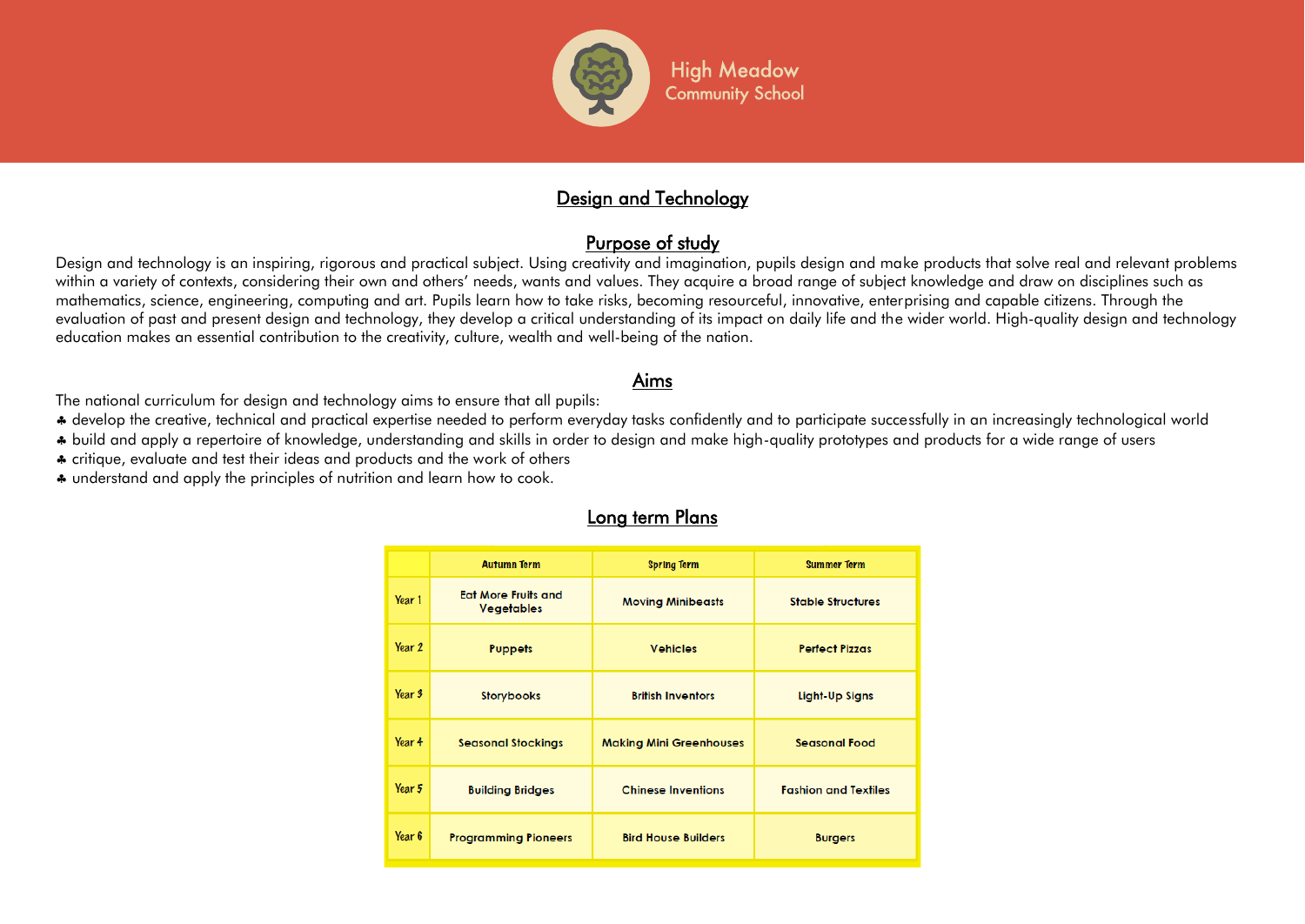High Meadow
Community School

# Design and Technology

## Purpose of study

Design and technology is an inspiring, rigorous and practical subject. Using creativity and imagination, pupils design and make products that solve real and relevant problems within a variety of contexts, considering their own and others' needs, wants and values. They acquire a broad range of subject knowledge and draw on disciplines such as mathematics, science, engineering, computing and art. Pupils learn how to take risks, becoming resourceful, innovative, enterprising and capable citizens. Through the evaluation of past and present design and technology, they develop a critical understanding of its impact on daily life and the wider world. High-quality design and technology education makes an essential contribution to the creativity, culture, wealth and well-being of the nation.

## Aims

The national curriculum for design and technology aims to ensure that all pupils:

- develop the creative, technical and practical expertise needed to perform everyday tasks confidently and to participate successfully in an increasingly technological world
- build and apply a repertoire of knowledge, understanding and skills in order to design and make high-quality prototypes and products for a wide range of users
- critique, evaluate and test their ideas and products and the work of others
- understand and apply the principles of nutrition and learn how to cook.

## Long term Plans

| | Autumn Term | Spring Term | Summer Term |
|---|---|---|---|
| Year 1 | Eat More Fruits and Vegetables | Moving Minibeasts | Stable Structures |
| Year 2 | Puppets | Vehicles | Perfect Pizzas |
| Year 3 | Storybooks | British Inventors | Light-Up Signs |
| Year 4 | Seasonal Stockings | Making Mini Greenhouses | Seasonal Food |
| Year 5 | Building Bridges | Chinese Inventions | Fashion and Textiles |
| Year 6 | Programming Pioneers | Bird House Builders | Burgers |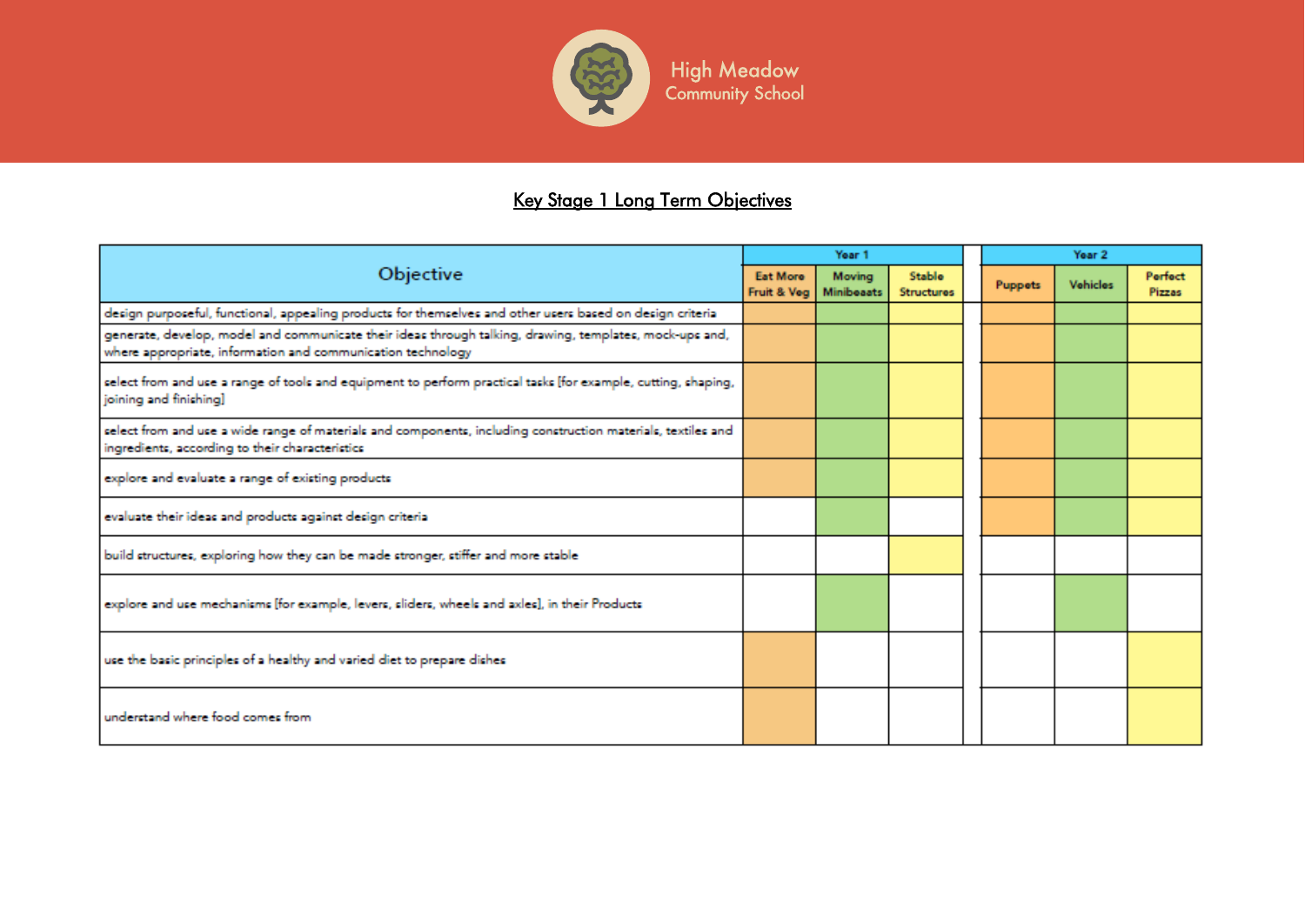## Key Stage 1 Long Term Objectives

Shaded cells in the original table are shown as ✓.

| Objective | Year 1 | | | Year 2 | | |
|---|---|---|---|---|---|---|
| | Eat More Fruit & Veg | Moving Minibeasts | Stable Structures | Puppets | Vehicles | Perfect Pizzas |
| design purposeful, functional, appealing products for themselves and other users based on design criteria | ✓ | ✓ | ✓ | ✓ | ✓ | ✓ |
| generate, develop, model and communicate their ideas through talking, drawing, templates, mock-ups and, where appropriate, information and communication technology | ✓ | ✓ | ✓ | ✓ | ✓ | ✓ |
| select from and use a range of tools and equipment to perform practical tasks [for example, cutting, shaping, joining and finishing] | ✓ | ✓ | ✓ | ✓ | ✓ | ✓ |
| select from and use a wide range of materials and components, including construction materials, textiles and ingredients, according to their characteristics | ✓ | ✓ | ✓ | ✓ | ✓ | ✓ |
| explore and evaluate a range of existing products | ✓ | ✓ | ✓ | ✓ | ✓ | ✓ |
| evaluate their ideas and products against design criteria | | ✓ | | ✓ | ✓ | ✓ |
| build structures, exploring how they can be made stronger, stiffer and more stable | | | ✓ | | | |
| explore and use mechanisms [for example, levers, sliders, wheels and axles], in their Products | | ✓ | | | ✓ | |
| use the basic principles of a healthy and varied diet to prepare dishes | ✓ | | | | | ✓ |
| understand where food comes from | ✓ | | | | | ✓ |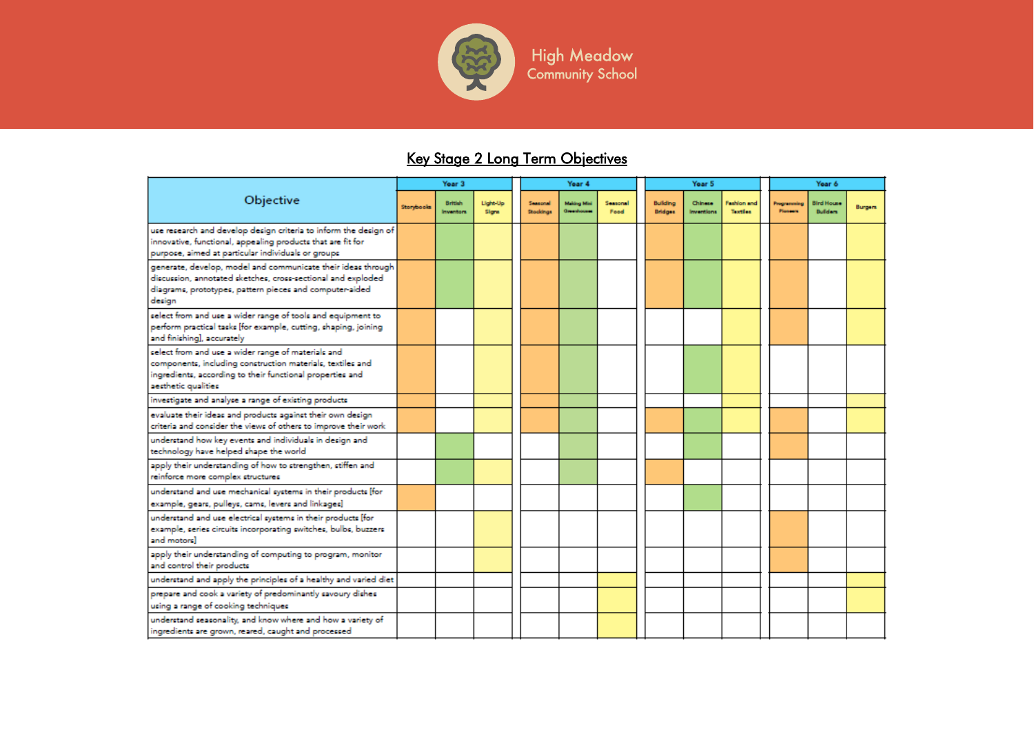## Key Stage 2 Long Term Objectives

| Objective | Year 3 | | | Year 4 | | | Year 5 | | | Year 6 | | |
|---|---|---|---|---|---|---|---|---|---|---|---|---|
| | Storybooks | British Inventors | Light-Up Signs | Seasonal Stockings | Making Mini Greenhouses | Seasonal Food | Building Bridges | Chinese Inventions | Fashion and Textiles | Programming Pioneers | Bird House Builders | Burgers |
| use research and develop design criteria to inform the design of innovative, functional, appealing products that are fit for purpose, aimed at particular individuals or groups | X | X | X | X | X | | X | X | X | X | | X |
| generate, develop, model and communicate their ideas through discussion, annotated sketches, cross-sectional and exploded diagrams, prototypes, pattern pieces and computer-aided design | X | X | X | X | X | | X | X | X | X | | X |
| select from and use a wider range of tools and equipment to perform practical tasks [for example, cutting, shaping, joining and finishing], accurately | X | | X | X | X | | | | X | X | | X |
| select from and use a wider range of materials and components, including construction materials, textiles and ingredients, according to their functional properties and aesthetic qualities | X | | X | X | X | | | X | X | | | |
| investigate and analyse a range of existing products | X | | X | X | X | | | | X | | | X |
| evaluate their ideas and products against their own design criteria and consider the views of others to improve their work | X | | X | X | X | | X | X | X | X | | X |
| understand how key events and individuals in design and technology have helped shape the world | | X | | | X | | | X | | X | | |
| apply their understanding of how to strengthen, stiffen and reinforce more complex structures | | X | X | | X | | X | | | | | |
| understand and use mechanical systems in their products [for example, gears, pulleys, cams, levers and linkages] | X | | | | | | | X | | | | |
| understand and use electrical systems in their products [for example, series circuits incorporating switches, bulbs, buzzers and motors] | | | X | | | | | | | X | | |
| apply their understanding of computing to program, monitor and control their products | | | X | | | | | | | X | | |
| understand and apply the principles of a healthy and varied diet | | | | | | X | | | | | | X |
| prepare and cook a variety of predominantly savoury dishes using a range of cooking techniques | | | | | | X | | | | | | X |
| understand seasonality, and know where and how a variety of ingredients are grown, reared, caught and processed | | | | | | X | | | | | | |